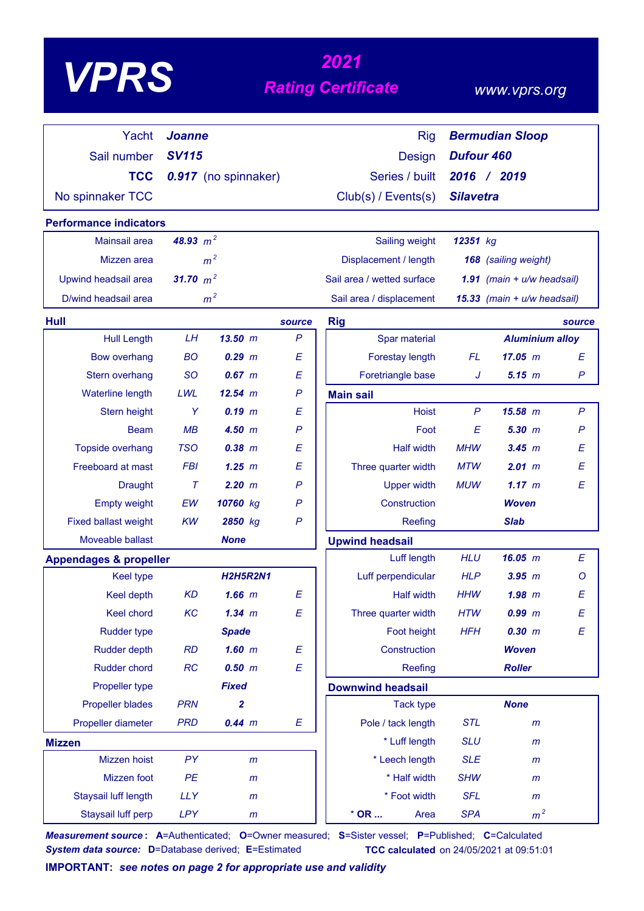# VPRS

## 2021 Rating Certificate

www.vprs.org

| | | | |
|---|---|---|---|
| Yacht | **Joanne** | Rig | **Bermudian Sloop** |
| Sail number | **SV115** | Design | **Dufour 460** |
| **TCC** | **0.917** (no spinnaker) | Series / built | **2016 / 2019** |
| No spinnaker TCC | | Club(s) / Events(s) | **Silavetra** |

## Performance indicators

| | | | |
|---|---|---|---|
| Mainsail area | **48.93** $m^2$ | Sailing weight | **12351** kg |
| Mizzen area | $m^2$ | Displacement / length | **168** (sailing weight) |
| Upwind headsail area | **31.70** $m^2$ | Sail area / wetted surface | **1.91** (main + u/w headsail) |
| D/wind headsail area | $m^2$ | Sail area / displacement | **15.33** (main + u/w headsail) |

## Hull

| | | | source |
|---|---|---|---|
| Hull Length | LH | **13.50** m | P |
| Bow overhang | BO | **0.29** m | E |
| Stern overhang | SO | **0.67** m | E |
| Waterline length | LWL | **12.54** m | P |
| Stern height | Y | **0.19** m | E |
| Beam | MB | **4.50** m | P |
| Topside overhang | TSO | **0.38** m | E |
| Freeboard at mast | FBI | **1.25** m | E |
| Draught | T | **2.20** m | P |
| Empty weight | EW | **10760** kg | P |
| Fixed ballast weight | KW | **2850** kg | P |
| Moveable ballast | | **None** | |

## Appendages & propeller

| | | | |
|---|---|---|---|
| Keel type | | **H2H5R2N1** | |
| Keel depth | KD | **1.66** m | E |
| Keel chord | KC | **1.34** m | E |
| Rudder type | | **Spade** | |
| Rudder depth | RD | **1.60** m | E |
| Rudder chord | RC | **0.50** m | E |
| Propeller type | | **Fixed** | |
| Propeller blades | PRN | **2** | |
| Propeller diameter | PRD | **0.44** m | E |

## Mizzen

| | | | |
|---|---|---|---|
| Mizzen hoist | PY | m | |
| Mizzen foot | PE | m | |
| Staysail luff length | LLY | m | |
| Staysail luff perp | LPY | m | |

## Rig

| | | | source |
|---|---|---|---|
| Spar material | | **Aluminium alloy** | |
| Forestay length | FL | **17.05** m | E |
| Foretriangle base | J | **5.15** m | P |

## Main sail

| | | | |
|---|---|---|---|
| Hoist | P | **15.58** m | P |
| Foot | E | **5.30** m | P |
| Half width | MHW | **3.45** m | E |
| Three quarter width | MTW | **2.01** m | E |
| Upper width | MUW | **1.17** m | E |
| Construction | | **Woven** | |
| Reefing | | **Slab** | |

## Upwind headsail

| | | | |
|---|---|---|---|
| Luff length | HLU | **16.05** m | E |
| Luff perpendicular | HLP | **3.95** m | O |
| Half width | HHW | **1.98** m | E |
| Three quarter width | HTW | **0.99** m | E |
| Foot height | HFH | **0.30** m | E |
| Construction | | **Woven** | |
| Reefing | | **Roller** | |

## Downwind headsail

| | | | |
|---|---|---|---|
| Tack type | | **None** | |
| Pole / tack length | STL | m | |
| * Luff length | SLU | m | |
| * Leech length | SLE | m | |
| * Half width | SHW | m | |
| * Foot width | SFL | m | |
| * OR ... Area | SPA | $m^2$ | |

***Measurement source:*** **A**=Authenticated; **O**=Owner measured; **S**=Sister vessel; **P**=Published; **C**=Calculated
***System data source:*** **D**=Database derived; **E**=Estimated

**TCC calculated** on 24/05/2021 at 09:51:01

**IMPORTANT:** ***see notes on page 2 for appropriate use and validity***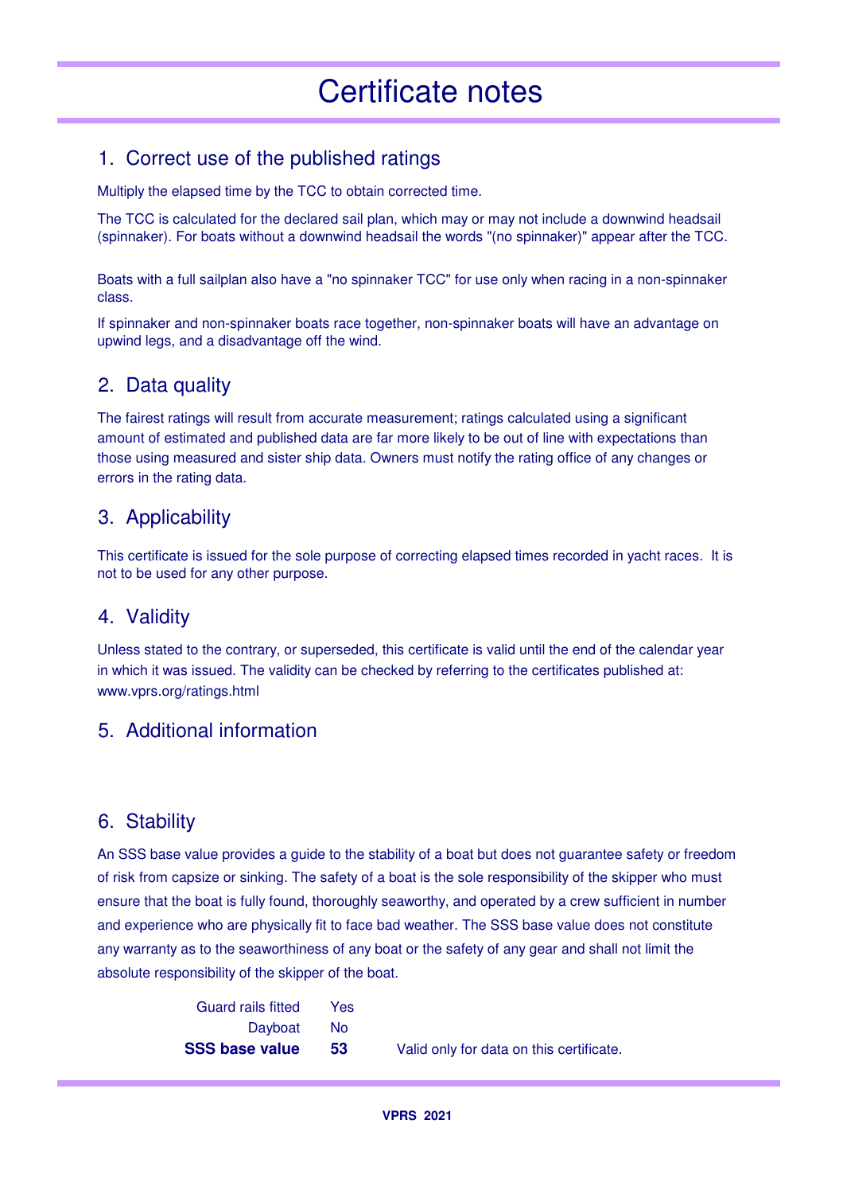# Certificate notes

## 1. Correct use of the published ratings

Multiply the elapsed time by the TCC to obtain corrected time.

The TCC is calculated for the declared sail plan, which may or may not include a downwind headsail (spinnaker). For boats without a downwind headsail the words "(no spinnaker)" appear after the TCC.

Boats with a full sailplan also have a "no spinnaker TCC" for use only when racing in a non-spinnaker class.

If spinnaker and non-spinnaker boats race together, non-spinnaker boats will have an advantage on upwind legs, and a disadvantage off the wind.

## 2. Data quality

The fairest ratings will result from accurate measurement; ratings calculated using a significant amount of estimated and published data are far more likely to be out of line with expectations than those using measured and sister ship data. Owners must notify the rating office of any changes or errors in the rating data.

## 3. Applicability

This certificate is issued for the sole purpose of correcting elapsed times recorded in yacht races. It is not to be used for any other purpose.

## 4. Validity

Unless stated to the contrary, or superseded, this certificate is valid until the end of the calendar year in which it was issued. The validity can be checked by referring to the certificates published at: www.vprs.org/ratings.html

## 5. Additional information

## 6. Stability

An SSS base value provides a guide to the stability of a boat but does not guarantee safety or freedom of risk from capsize or sinking. The safety of a boat is the sole responsibility of the skipper who must ensure that the boat is fully found, thoroughly seaworthy, and operated by a crew sufficient in number and experience who are physically fit to face bad weather. The SSS base value does not constitute any warranty as to the seaworthiness of any boat or the safety of any gear and shall not limit the absolute responsibility of the skipper of the boat.

| | | |
|---|---|---|
| Guard rails fitted | Yes | |
| Dayboat | No | |
| **SSS base value** | **53** | Valid only for data on this certificate. |

**VPRS 2021**